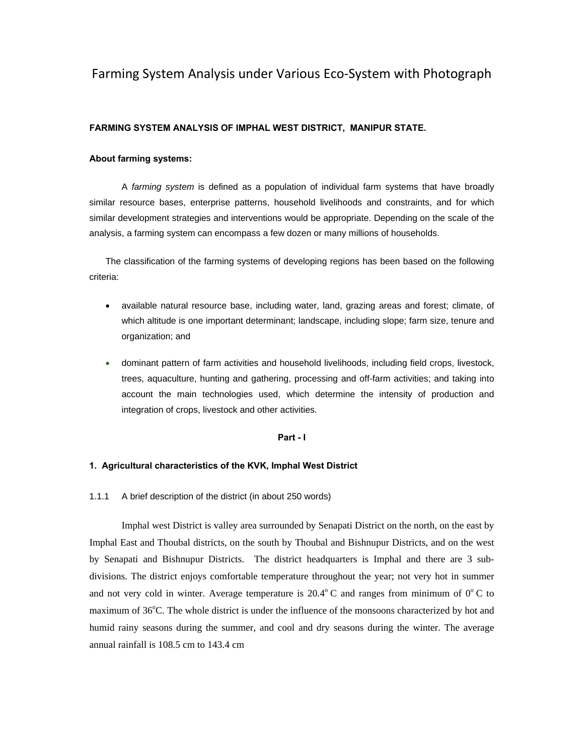# Farming System Analysis under Various Eco-System with Photograph

## FARMING SYSTEM ANALYSIS OF IMPHAL WEST DISTRICT, MANIPUR STATE.

### About farming systems:

A *farming system* is defined as a population of individual farm systems that have broadly similar resource bases, enterprise patterns, household livelihoods and constraints, and for which similar development strategies and interventions would be appropriate. Depending on the scale of the analysis, a farming system can encompass a few dozen or many millions of households.

The classification of the farming systems of developing regions has been based on the following criteria:

- available natural resource base, including water, land, grazing areas and forest; climate, of which altitude is one important determinant; landscape, including slope; farm size, tenure and organization; and
- dominant pattern of farm activities and household livelihoods, including field crops, livestock, trees, aquaculture, hunting and gathering, processing and off-farm activities; and taking into account the main technologies used, which determine the intensity of production and integration of crops, livestock and other activities.

**Part - I**

### 1. Agricultural characteristics of the KVK, Imphal West District

1.1.1 A brief description of the district (in about 250 words)

Imphal west District is valley area surrounded by Senapati District on the north, on the east by Imphal East and Thoubal districts, on the south by Thoubal and Bishnupur Districts, and on the west by Senapati and Bishnupur Districts. The district headquarters is Imphal and there are 3 sub-divisions. The district enjoys comfortable temperature throughout the year; not very hot in summer and not very cold in winter. Average temperature is $20.4^{o}$ C and ranges from minimum of $0^{o}$ C to maximum of $36^{o}$C. The whole district is under the influence of the monsoons characterized by hot and humid rainy seasons during the summer, and cool and dry seasons during the winter. The average annual rainfall is 108.5 cm to 143.4 cm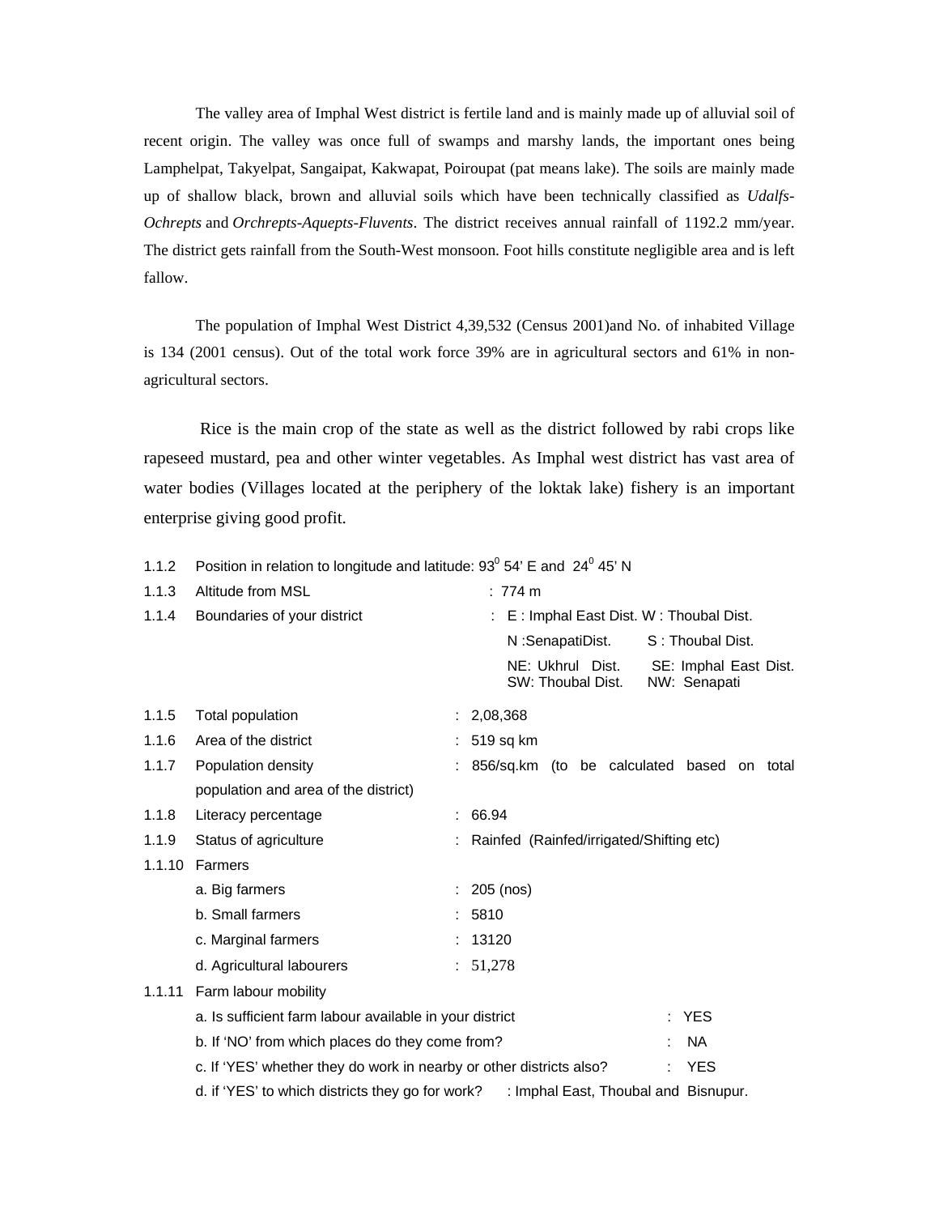The valley area of Imphal West district is fertile land and is mainly made up of alluvial soil of recent origin. The valley was once full of swamps and marshy lands, the important ones being Lamphelpat, Takyelpat, Sangaipat, Kakwapat, Poiroupat (pat means lake). The soils are mainly made up of shallow black, brown and alluvial soils which have been technically classified as *Udalfs-Ochrepts* and *Orchrepts-Aquepts-Fluvents*. The district receives annual rainfall of 1192.2 mm/year. The district gets rainfall from the South-West monsoon. Foot hills constitute negligible area and is left fallow.

The population of Imphal West District 4,39,532 (Census 2001)and No. of inhabited Village is 134 (2001 census). Out of the total work force 39% are in agricultural sectors and 61% in non-agricultural sectors.

Rice is the main crop of the state as well as the district followed by rabi crops like rapeseed mustard, pea and other winter vegetables. As Imphal west district has vast area of water bodies (Villages located at the periphery of the loktak lake) fishery is an important enterprise giving good profit.

| | | |
|---|---|---|
| 1.1.2 | Position in relation to longitude and latitude: $93^0$ 54' E and $24^0$ 45' N | |
| 1.1.3 | Altitude from MSL | : 774 m |
| 1.1.4 | Boundaries of your district | : E : Imphal East Dist. W : Thoubal Dist.<br>N :SenapatiDist. S : Thoubal Dist.<br>NE: Ukhrul Dist. SE: Imphal East Dist.<br>SW: Thoubal Dist. NW: Senapati |
| 1.1.5 | Total population | : 2,08,368 |
| 1.1.6 | Area of the district | : 519 sq km |
| 1.1.7 | Population density | : 856/sq.km (to be calculated based on total population and area of the district) |
| 1.1.8 | Literacy percentage | : 66.94 |
| 1.1.9 | Status of agriculture | : Rainfed (Rainfed/irrigated/Shifting etc) |
| 1.1.10 | Farmers | |
| | a. Big farmers | : 205 (nos) |
| | b. Small farmers | : 5810 |
| | c. Marginal farmers | : 13120 |
| | d. Agricultural labourers | : 51,278 |
| 1.1.11 | Farm labour mobility | |
| | a. Is sufficient farm labour available in your district | : YES |
| | b. If 'NO' from which places do they come from? | : NA |
| | c. If 'YES' whether they do work in nearby or other districts also? | : YES |
| | d. if 'YES' to which districts they go for work? | : Imphal East, Thoubal and Bisnupur. |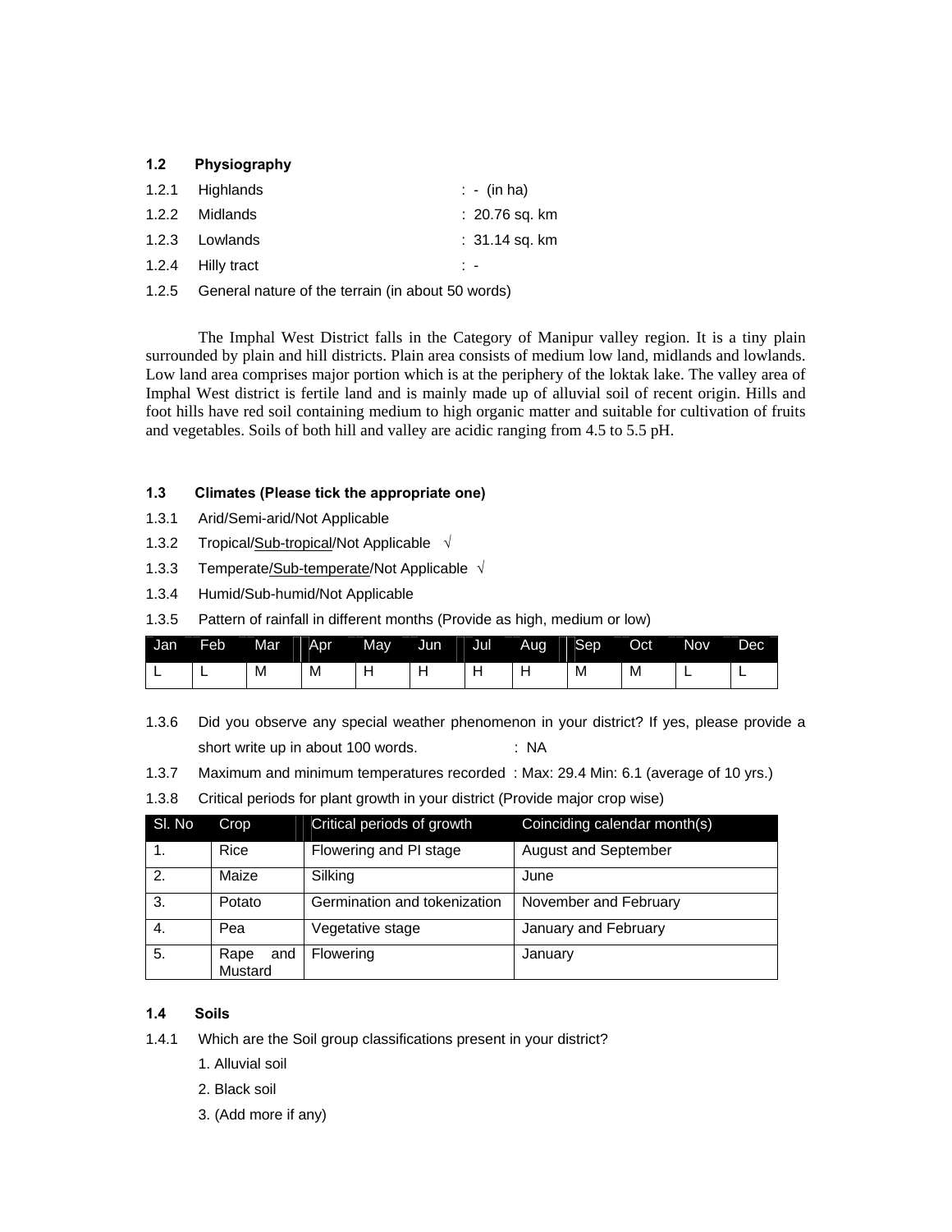### 1.2 Physiography

1.2.1 Highlands : - (in ha)

1.2.2 Midlands : 20.76 sq. km

1.2.3 Lowlands : 31.14 sq. km

1.2.4 Hilly tract : -

1.2.5 General nature of the terrain (in about 50 words)

The Imphal West District falls in the Category of Manipur valley region. It is a tiny plain surrounded by plain and hill districts. Plain area consists of medium low land, midlands and lowlands. Low land area comprises major portion which is at the periphery of the loktak lake. The valley area of Imphal West district is fertile land and is mainly made up of alluvial soil of recent origin. Hills and foot hills have red soil containing medium to high organic matter and suitable for cultivation of fruits and vegetables. Soils of both hill and valley are acidic ranging from 4.5 to 5.5 pH.

### 1.3 Climates (Please tick the appropriate one)

1.3.1 Arid/Semi-arid/Not Applicable

1.3.2 Tropical/<u>Sub-tropical</u>/Not Applicable √

1.3.3 Temperate/<u>Sub-temperate</u>/Not Applicable √

1.3.4 Humid/Sub-humid/Not Applicable

1.3.5 Pattern of rainfall in different months (Provide as high, medium or low)

| Jan | Feb | Mar | Apr | May | Jun | Jul | Aug | Sep | Oct | Nov | Dec |
|---|---|---|---|---|---|---|---|---|---|---|---|
| L | L | M | M | H | H | H | H | M | M | L | L |

1.3.6 Did you observe any special weather phenomenon in your district? If yes, please provide a short write up in about 100 words. : NA

1.3.7 Maximum and minimum temperatures recorded : Max: 29.4 Min: 6.1 (average of 10 yrs.)

1.3.8 Critical periods for plant growth in your district (Provide major crop wise)

| Sl. No | Crop | Critical periods of growth | Coinciding calendar month(s) |
|---|---|---|---|
| 1. | Rice | Flowering and PI stage | August and September |
| 2. | Maize | Silking | June |
| 3. | Potato | Germination and tokenization | November and February |
| 4. | Pea | Vegetative stage | January and February |
| 5. | Rape and Mustard | Flowering | January |

### 1.4 Soils

1.4.1 Which are the Soil group classifications present in your district?

1. Alluvial soil
2. Black soil
3. (Add more if any)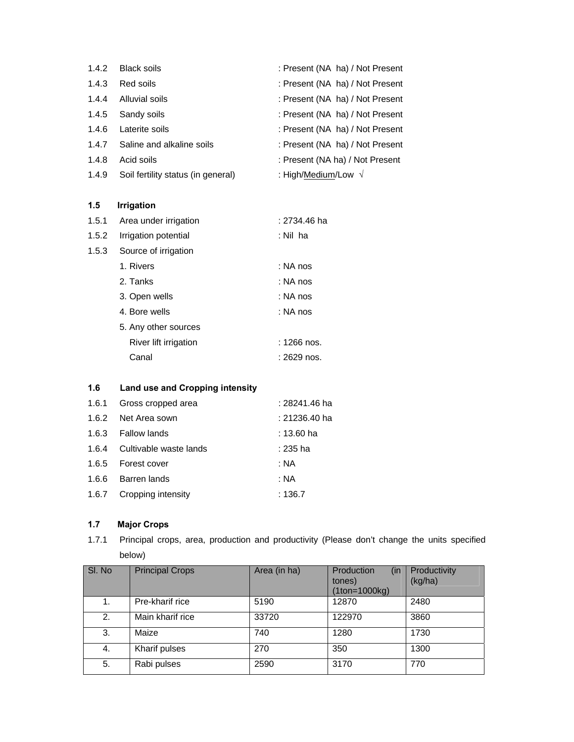1.4.2 Black soils : Present (NA ha) / Not Present

1.4.3 Red soils : Present (NA ha) / Not Present

1.4.4 Alluvial soils : Present (NA ha) / Not Present

1.4.5 Sandy soils : Present (NA ha) / Not Present

1.4.6 Laterite soils : Present (NA ha) / Not Present

1.4.7 Saline and alkaline soils : Present (NA ha) / Not Present

1.4.8 Acid soils : Present (NA ha) / Not Present

1.4.9 Soil fertility status (in general) : High/<u>Medium</u>/Low √

### 1.5 Irrigation

1.5.1 Area under irrigation : 2734.46 ha

1.5.2 Irrigation potential : Nil ha

1.5.3 Source of irrigation

1. Rivers : NA nos
2. Tanks : NA nos
3. Open wells : NA nos
4. Bore wells : NA nos
5. Any other sources

   River lift irrigation : 1266 nos.

   Canal : 2629 nos.

### 1.6 Land use and Cropping intensity

1.6.1 Gross cropped area : 28241.46 ha

1.6.2 Net Area sown : 21236.40 ha

1.6.3 Fallow lands : 13.60 ha

1.6.4 Cultivable waste lands : 235 ha

1.6.5 Forest cover : NA

1.6.6 Barren lands : NA

1.6.7 Cropping intensity : 136.7

### 1.7 Major Crops

1.7.1 Principal crops, area, production and productivity (Please don't change the units specified below)

| Sl. No | Principal Crops | Area (in ha) | Production (in tones) (1ton=1000kg) | Productivity (kg/ha) |
|---|---|---|---|---|
| 1. | Pre-kharif rice | 5190 | 12870 | 2480 |
| 2. | Main kharif rice | 33720 | 122970 | 3860 |
| 3. | Maize | 740 | 1280 | 1730 |
| 4. | Kharif pulses | 270 | 350 | 1300 |
| 5. | Rabi pulses | 2590 | 3170 | 770 |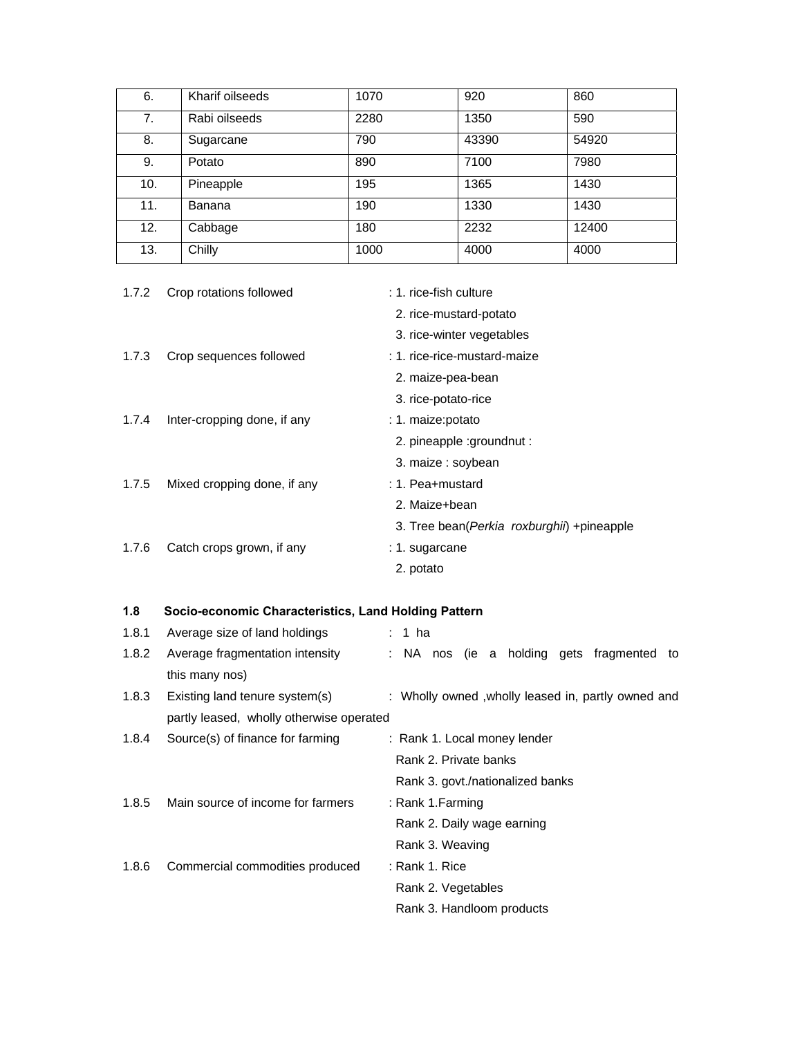| 6. | Kharif oilseeds | 1070 | 920 | 860 |
|---|---|---|---|---|
| 7. | Rabi oilseeds | 2280 | 1350 | 590 |
| 8. | Sugarcane | 790 | 43390 | 54920 |
| 9. | Potato | 890 | 7100 | 7980 |
| 10. | Pineapple | 195 | 1365 | 1430 |
| 11. | Banana | 190 | 1330 | 1430 |
| 12. | Cabbage | 180 | 2232 | 12400 |
| 13. | Chilly | 1000 | 4000 | 4000 |

1.7.2 Crop rotations followed : 1. rice-fish culture
2. rice-mustard-potato
3. rice-winter vegetables

1.7.3 Crop sequences followed : 1. rice-rice-mustard-maize
2. maize-pea-bean
3. rice-potato-rice

1.7.4 Inter-cropping done, if any : 1. maize:potato
2. pineapple :groundnut :
3. maize : soybean

1.7.5 Mixed cropping done, if any : 1. Pea+mustard
2. Maize+bean
3. Tree bean(*Perkia roxburghii*) +pineapple

1.7.6 Catch crops grown, if any : 1. sugarcane
2. potato

**1.8 Socio-economic Characteristics, Land Holding Pattern**

1.8.1 Average size of land holdings : 1 ha

1.8.2 Average fragmentation intensity : NA nos (ie a holding gets fragmented to this many nos)

1.8.3 Existing land tenure system(s) : Wholly owned ,wholly leased in, partly owned and partly leased, wholly otherwise operated

1.8.4 Source(s) of finance for farming : Rank 1. Local money lender
Rank 2. Private banks
Rank 3. govt./nationalized banks

1.8.5 Main source of income for farmers : Rank 1.Farming
Rank 2. Daily wage earning
Rank 3. Weaving

1.8.6 Commercial commodities produced : Rank 1. Rice
Rank 2. Vegetables
Rank 3. Handloom products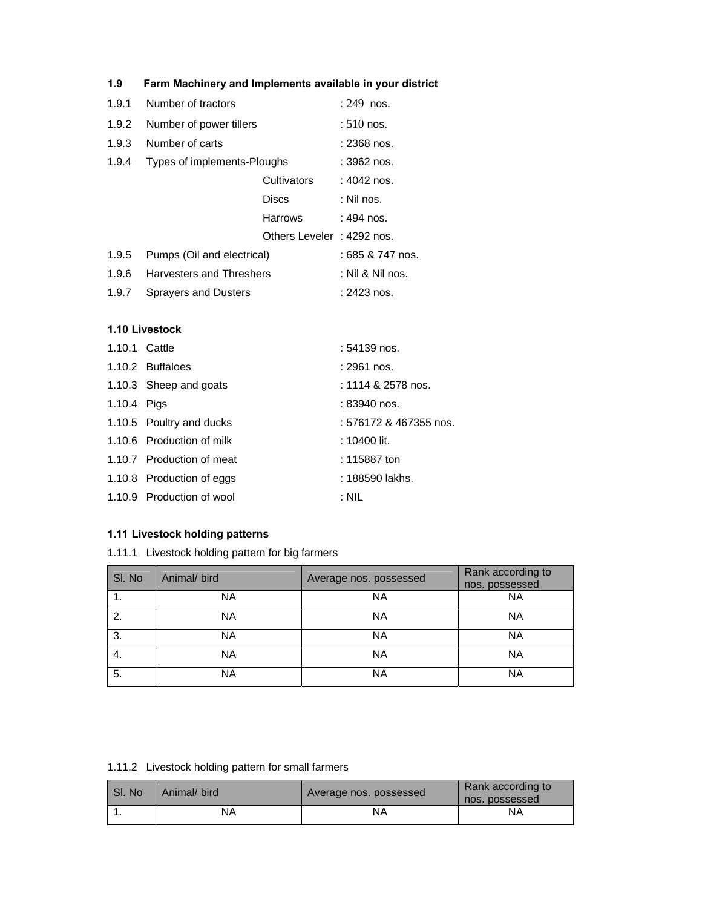### 1.9 Farm Machinery and Implements available in your district

1.9.1 Number of tractors : 249 nos.

1.9.2 Number of power tillers : 510 nos.

1.9.3 Number of carts : 2368 nos.

1.9.4 Types of implements-Ploughs : 3962 nos.

Cultivators : 4042 nos.

Discs : Nil nos.

Harrows : 494 nos.

Others Leveler : 4292 nos.

1.9.5 Pumps (Oil and electrical) : 685 & 747 nos.

1.9.6 Harvesters and Threshers : Nil & Nil nos.

1.9.7 Sprayers and Dusters : 2423 nos.

### 1.10 Livestock

1.10.1 Cattle : 54139 nos.

1.10.2 Buffaloes : 2961 nos.

1.10.3 Sheep and goats : 1114 & 2578 nos.

1.10.4 Pigs : 83940 nos.

1.10.5 Poultry and ducks : 576172 & 467355 nos.

1.10.6 Production of milk : 10400 lit.

1.10.7 Production of meat : 115887 ton

1.10.8 Production of eggs : 188590 lakhs.

1.10.9 Production of wool : NIL

### 1.11 Livestock holding patterns

1.11.1 Livestock holding pattern for big farmers

| Sl. No | Animal/ bird | Average nos. possessed | Rank according to nos. possessed |
|---|---|---|---|
| 1. | NA | NA | NA |
| 2. | NA | NA | NA |
| 3. | NA | NA | NA |
| 4. | NA | NA | NA |
| 5. | NA | NA | NA |

1.11.2 Livestock holding pattern for small farmers

| Sl. No | Animal/ bird | Average nos. possessed | Rank according to nos. possessed |
|---|---|---|---|
| 1. | NA | NA | NA |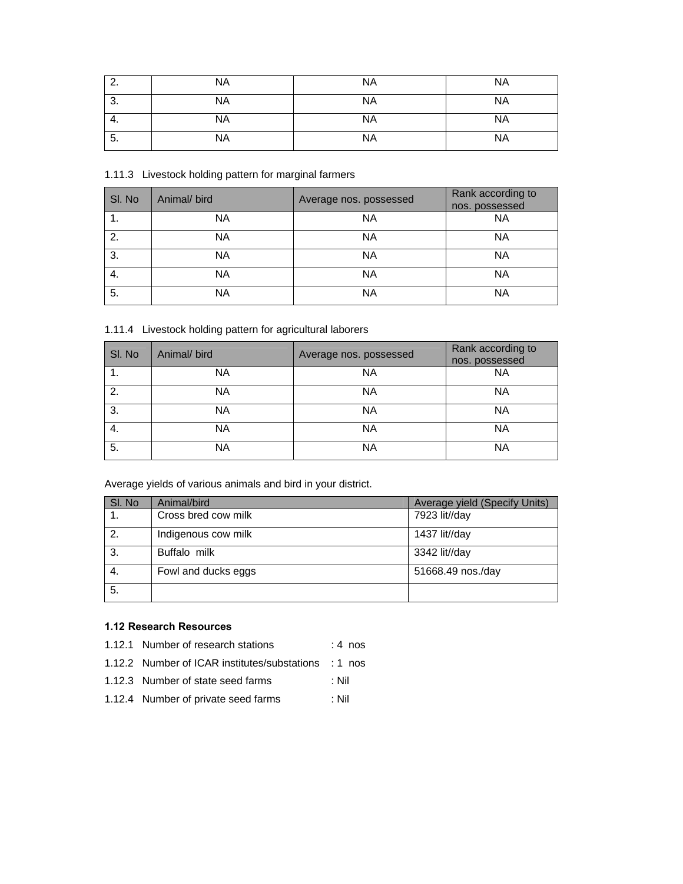| 2. | NA | NA | NA |
|---|---|---|---|
| 3. | NA | NA | NA |
| 4. | NA | NA | NA |
| 5. | NA | NA | NA |

1.11.3 Livestock holding pattern for marginal farmers

| Sl. No | Animal/ bird | Average nos. possessed | Rank according to nos. possessed |
|---|---|---|---|
| 1. | NA | NA | NA |
| 2. | NA | NA | NA |
| 3. | NA | NA | NA |
| 4. | NA | NA | NA |
| 5. | NA | NA | NA |

1.11.4 Livestock holding pattern for agricultural laborers

| Sl. No | Animal/ bird | Average nos. possessed | Rank according to nos. possessed |
|---|---|---|---|
| 1. | NA | NA | NA |
| 2. | NA | NA | NA |
| 3. | NA | NA | NA |
| 4. | NA | NA | NA |
| 5. | NA | NA | NA |

Average yields of various animals and bird in your district.

| Sl. No | Animal/bird | Average yield (Specify Units) |
|---|---|---|
| 1. | Cross bred cow milk | 7923 lit//day |
| 2. | Indigenous cow milk | 1437 lit//day |
| 3. | Buffalo milk | 3342 lit//day |
| 4. | Fowl and ducks eggs | 51668.49 nos./day |
| 5. | | |

**1.12 Research Resources**

1.12.1 Number of research stations : 4 nos

1.12.2 Number of ICAR institutes/substations : 1 nos

1.12.3 Number of state seed farms : Nil

1.12.4 Number of private seed farms : Nil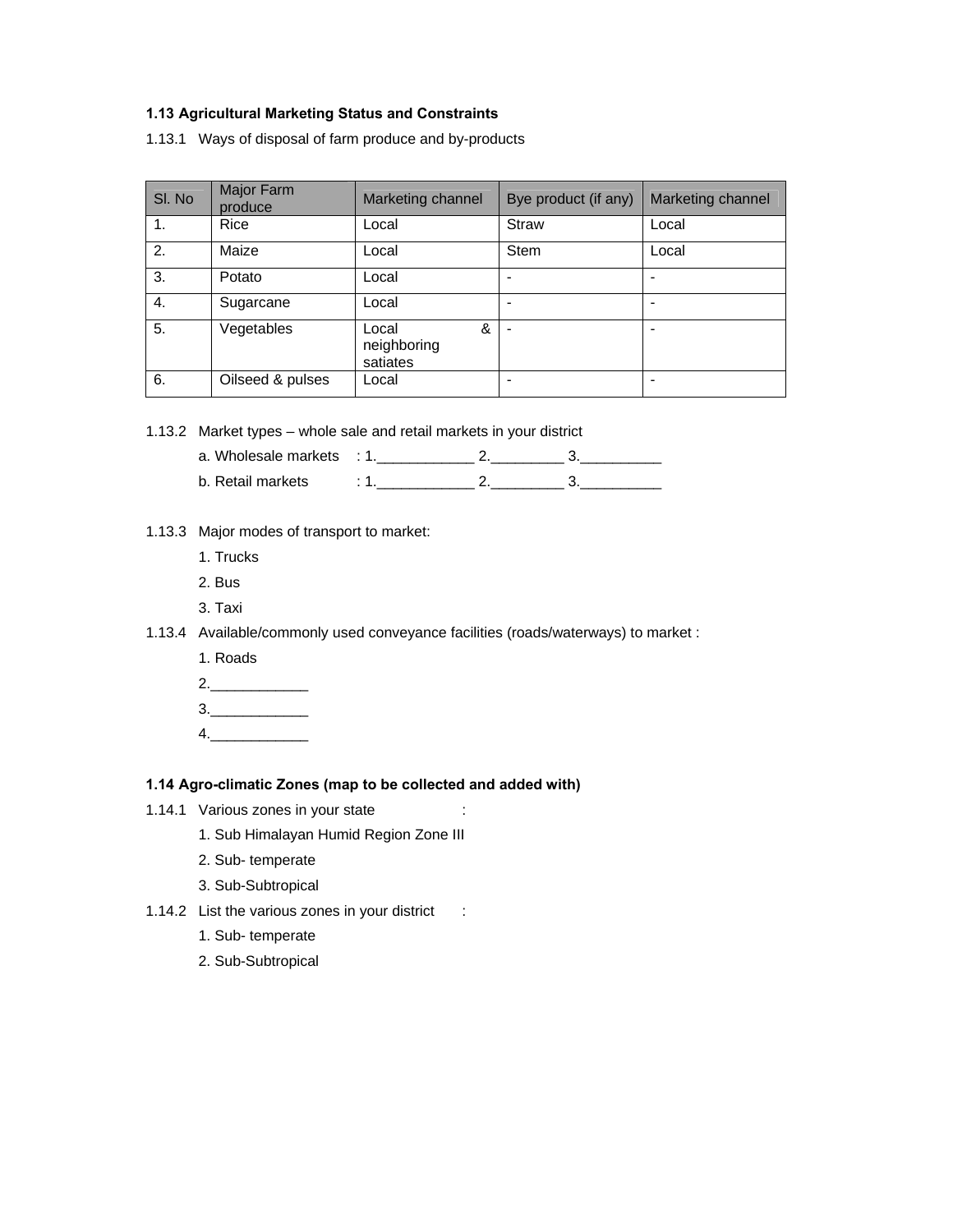### 1.13 Agricultural Marketing Status and Constraints

1.13.1 Ways of disposal of farm produce and by-products

| Sl. No | Major Farm produce | Marketing channel | Bye product (if any) | Marketing channel |
|---|---|---|---|---|
| 1. | Rice | Local | Straw | Local |
| 2. | Maize | Local | Stem | Local |
| 3. | Potato | Local | - | - |
| 4. | Sugarcane | Local | - | - |
| 5. | Vegetables | Local & neighboring satiates | - | - |
| 6. | Oilseed & pulses | Local | - | - |

1.13.2 Market types – whole sale and retail markets in your district

a. Wholesale markets : 1.____________ 2._________ 3.__________

b. Retail markets : 1.____________ 2._________ 3.__________

1.13.3 Major modes of transport to market:

1. Trucks
2. Bus
3. Taxi

1.13.4 Available/commonly used conveyance facilities (roads/waterways) to market :

1. Roads
2.____________
3.____________
4.____________

### 1.14 Agro-climatic Zones (map to be collected and added with)

1.14.1 Various zones in your state :

1. Sub Himalayan Humid Region Zone III
2. Sub- temperate
3. Sub-Subtropical

1.14.2 List the various zones in your district :

1. Sub- temperate
2. Sub-Subtropical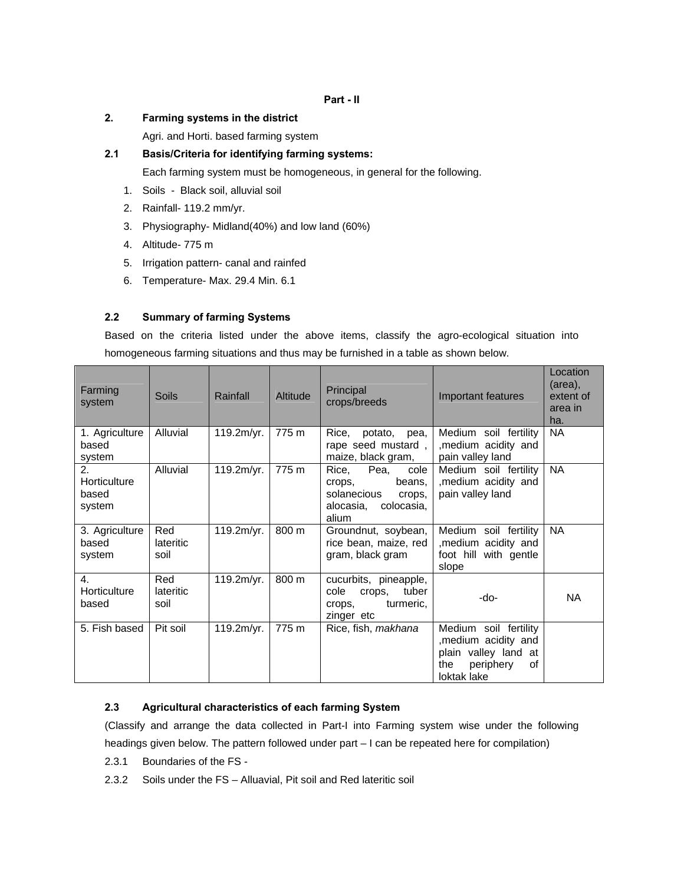**Part - II**

**2. Farming systems in the district**

Agri. and Horti. based farming system

**2.1 Basis/Criteria for identifying farming systems:**

Each farming system must be homogeneous, in general for the following.

1. Soils - Black soil, alluvial soil
2. Rainfall- 119.2 mm/yr.
3. Physiography- Midland(40%) and low land (60%)
4. Altitude- 775 m
5. Irrigation pattern- canal and rainfed
6. Temperature- Max. 29.4 Min. 6.1

**2.2 Summary of farming Systems**

Based on the criteria listed under the above items, classify the agro-ecological situation into homogeneous farming situations and thus may be furnished in a table as shown below.

| Farming system | Soils | Rainfall | Altitude | Principal crops/breeds | Important features | Location (area), extent of area in ha. |
|---|---|---|---|---|---|---|
| 1. Agriculture based system | Alluvial | 119.2m/yr. | 775 m | Rice, potato, pea, rape seed mustard , maize, black gram, | Medium soil fertility ,medium acidity and pain valley land | NA |
| 2. Horticulture based system | Alluvial | 119.2m/yr. | 775 m | Rice, Pea, cole crops, beans, solanecious crops, alocasia, colocasia, alium | Medium soil fertility ,medium acidity and pain valley land | NA |
| 3. Agriculture based system | Red lateritic soil | 119.2m/yr. | 800 m | Groundnut, soybean, rice bean, maize, red gram, black gram | Medium soil fertility ,medium acidity and foot hill with gentle slope | NA |
| 4. Horticulture based | Red lateritic soil | 119.2m/yr. | 800 m | cucurbits, pineapple, cole crops, tuber crops, turmeric, zinger etc | -do- | NA |
| 5. Fish based | Pit soil | 119.2m/yr. | 775 m | Rice, fish, *makhana* | Medium soil fertility ,medium acidity and plain valley land at the periphery of loktak lake | |

**2.3 Agricultural characteristics of each farming System**

(Classify and arrange the data collected in Part-I into Farming system wise under the following headings given below. The pattern followed under part – I can be repeated here for compilation)

2.3.1 Boundaries of the FS -

2.3.2 Soils under the FS – Alluavial, Pit soil and Red lateritic soil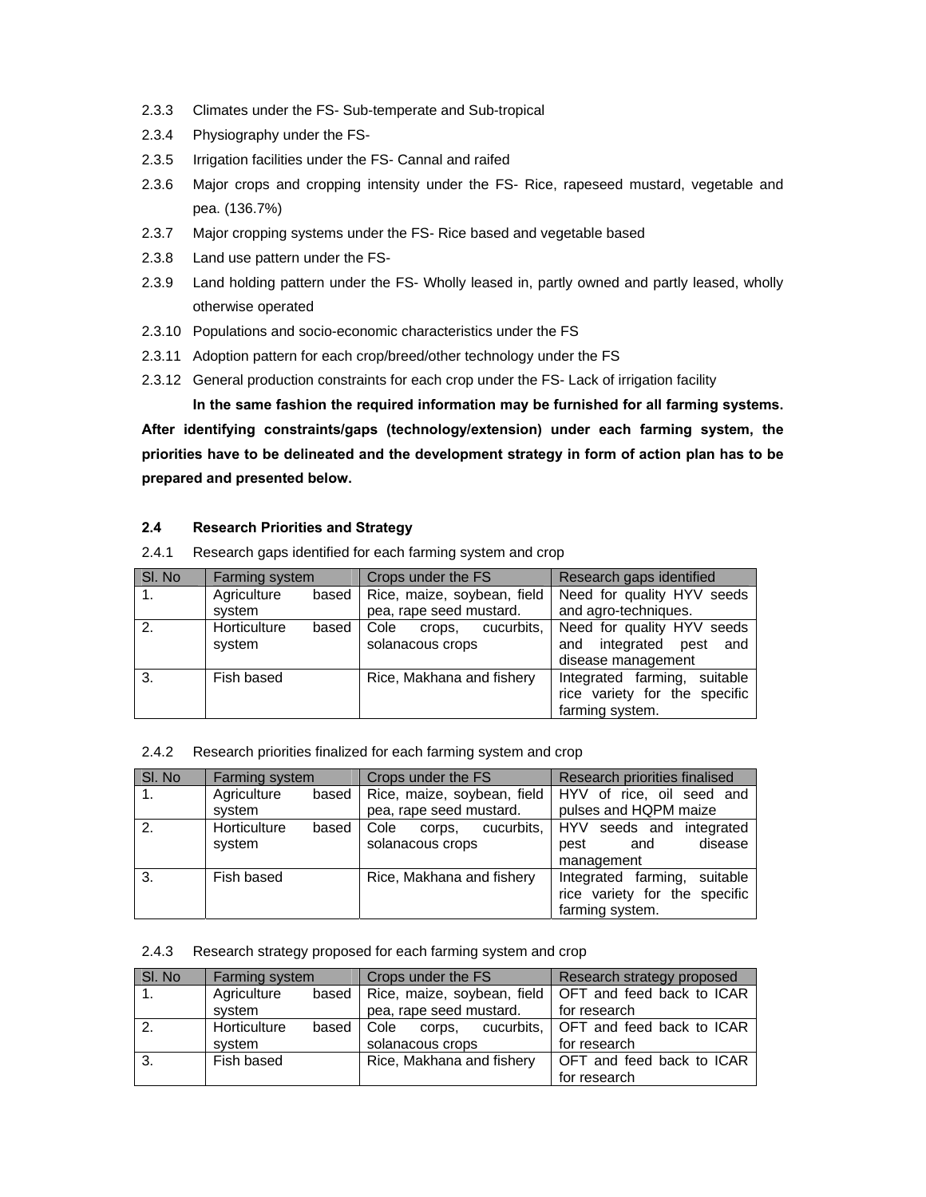2.3.3 Climates under the FS- Sub-temperate and Sub-tropical

2.3.4 Physiography under the FS-

2.3.5 Irrigation facilities under the FS- Cannal and raifed

2.3.6 Major crops and cropping intensity under the FS- Rice, rapeseed mustard, vegetable and pea. (136.7%)

2.3.7 Major cropping systems under the FS- Rice based and vegetable based

2.3.8 Land use pattern under the FS-

2.3.9 Land holding pattern under the FS- Wholly leased in, partly owned and partly leased, wholly otherwise operated

2.3.10 Populations and socio-economic characteristics under the FS

2.3.11 Adoption pattern for each crop/breed/other technology under the FS

2.3.12 General production constraints for each crop under the FS- Lack of irrigation facility

**In the same fashion the required information may be furnished for all farming systems. After identifying constraints/gaps (technology/extension) under each farming system, the priorities have to be delineated and the development strategy in form of action plan has to be prepared and presented below.**

### 2.4 Research Priorities and Strategy

2.4.1 Research gaps identified for each farming system and crop

| Sl. No | Farming system | Crops under the FS | Research gaps identified |
|---|---|---|---|
| 1. | Agriculture based system | Rice, maize, soybean, field pea, rape seed mustard. | Need for quality HYV seeds and agro-techniques. |
| 2. | Horticulture based system | Cole crops, cucurbits, solanacous crops | Need for quality HYV seeds and integrated pest and disease management |
| 3. | Fish based | Rice, Makhana and fishery | Integrated farming, suitable rice variety for the specific farming system. |

2.4.2 Research priorities finalized for each farming system and crop

| Sl. No | Farming system | Crops under the FS | Research priorities finalised |
|---|---|---|---|
| 1. | Agriculture based system | Rice, maize, soybean, field pea, rape seed mustard. | HYV of rice, oil seed and pulses and HQPM maize |
| 2. | Horticulture based system | Cole corps, cucurbits, solanacous crops | HYV seeds and integrated pest and disease management |
| 3. | Fish based | Rice, Makhana and fishery | Integrated farming, suitable rice variety for the specific farming system. |

2.4.3 Research strategy proposed for each farming system and crop

| Sl. No | Farming system | Crops under the FS | Research strategy proposed |
|---|---|---|---|
| 1. | Agriculture based system | Rice, maize, soybean, field pea, rape seed mustard. | OFT and feed back to ICAR for research |
| 2. | Horticulture based system | Cole corps, cucurbits, solanacous crops | OFT and feed back to ICAR for research |
| 3. | Fish based | Rice, Makhana and fishery | OFT and feed back to ICAR for research |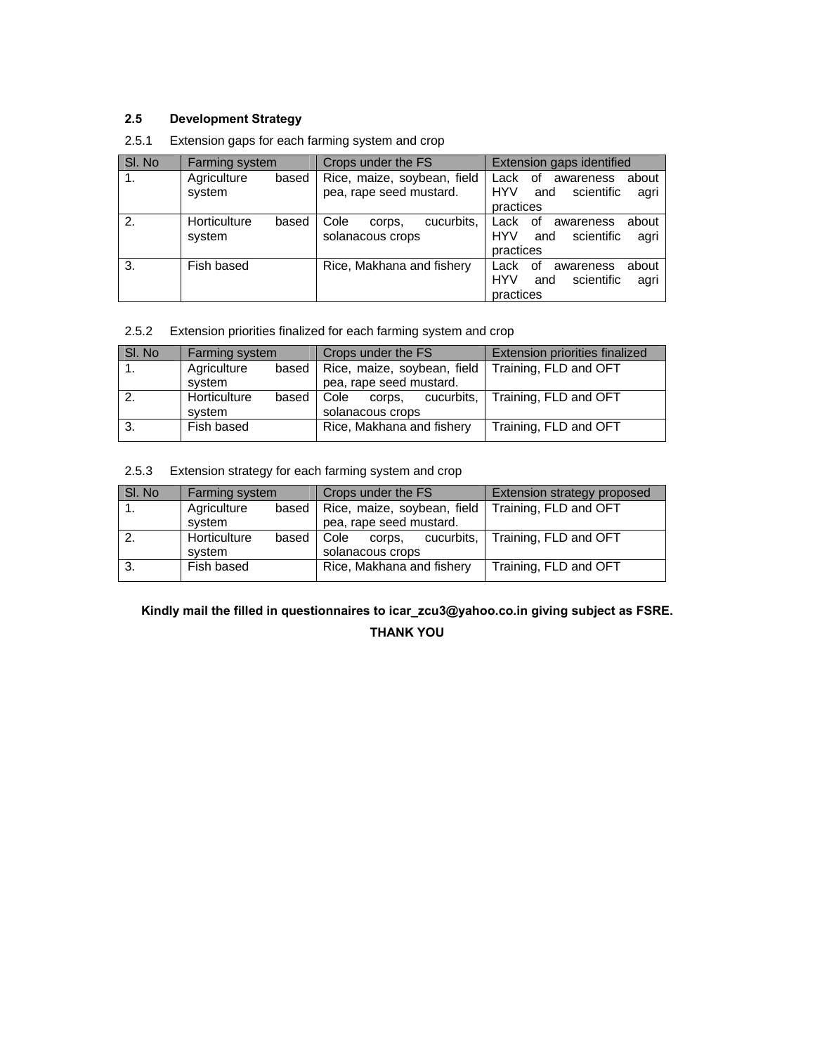### 2.5 Development Strategy

2.5.1 Extension gaps for each farming system and crop

| Sl. No | Farming system | Crops under the FS | Extension gaps identified |
|---|---|---|---|
| 1. | Agriculture based system | Rice, maize, soybean, field pea, rape seed mustard. | Lack of awareness about HYV and scientific agri practices |
| 2. | Horticulture based system | Cole corps, cucurbits, solanacous crops | Lack of awareness about HYV and scientific agri practices |
| 3. | Fish based | Rice, Makhana and fishery | Lack of awareness about HYV and scientific agri practices |

2.5.2 Extension priorities finalized for each farming system and crop

| Sl. No | Farming system | Crops under the FS | Extension priorities finalized |
|---|---|---|---|
| 1. | Agriculture based system | Rice, maize, soybean, field pea, rape seed mustard. | Training, FLD and OFT |
| 2. | Horticulture based system | Cole corps, cucurbits, solanacous crops | Training, FLD and OFT |
| 3. | Fish based | Rice, Makhana and fishery | Training, FLD and OFT |

2.5.3 Extension strategy for each farming system and crop

| Sl. No | Farming system | Crops under the FS | Extension strategy proposed |
|---|---|---|---|
| 1. | Agriculture based system | Rice, maize, soybean, field pea, rape seed mustard. | Training, FLD and OFT |
| 2. | Horticulture based system | Cole corps, cucurbits, solanacous crops | Training, FLD and OFT |
| 3. | Fish based | Rice, Makhana and fishery | Training, FLD and OFT |

**Kindly mail the filled in questionnaires to icar_zcu3@yahoo.co.in giving subject as FSRE.**

**THANK YOU**